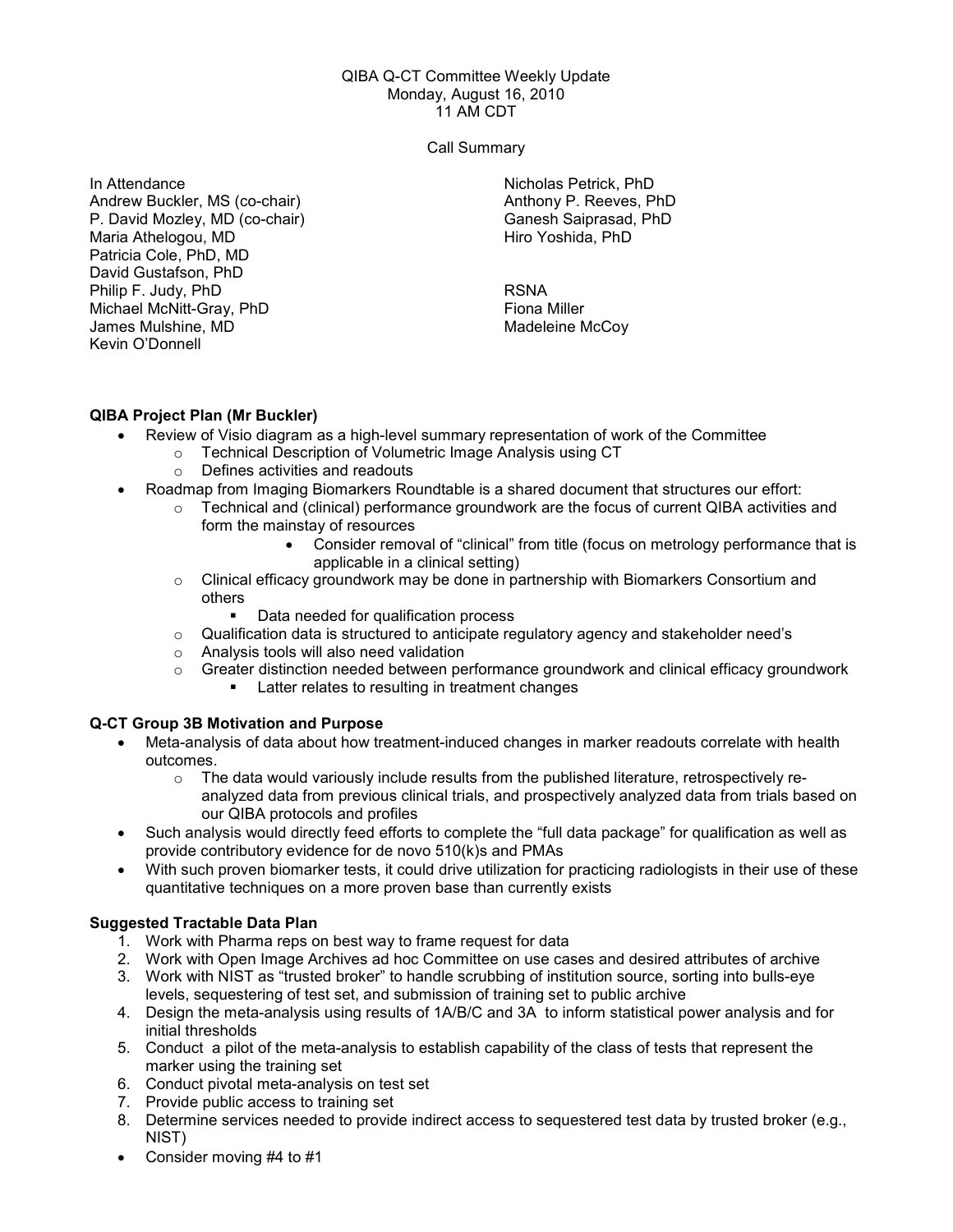QIBA Q-CT Committee Weekly Update
Monday, August 16, 2010
11 AM CDT

Call Summary

In Attendance
Andrew Buckler, MS (co-chair)
P. David Mozley, MD (co-chair)
Maria Athelogou, MD
Patricia Cole, PhD, MD
David Gustafson, PhD
Philip F. Judy, PhD
Michael McNitt-Gray, PhD
James Mulshine, MD
Kevin O'Donnell
Nicholas Petrick, PhD
Anthony P. Reeves, PhD
Ganesh Saiprasad, PhD
Hiro Yoshida, PhD

RSNA
Fiona Miller
Madeleine McCoy

**QIBA Project Plan (Mr Buckler)**

- Review of Visio diagram as a high-level summary representation of work of the Committee
    - Technical Description of Volumetric Image Analysis using CT
    - Defines activities and readouts
- Roadmap from Imaging Biomarkers Roundtable is a shared document that structures our effort:
    - Technical and (clinical) performance groundwork are the focus of current QIBA activities and form the mainstay of resources
        - Consider removal of "clinical" from title (focus on metrology performance that is applicable in a clinical setting)
    - Clinical efficacy groundwork may be done in partnership with Biomarkers Consortium and others
        - Data needed for qualification process
    - Qualification data is structured to anticipate regulatory agency and stakeholder need's
    - Analysis tools will also need validation
    - Greater distinction needed between performance groundwork and clinical efficacy groundwork
        - Latter relates to resulting in treatment changes

**Q-CT Group 3B Motivation and Purpose**

- Meta-analysis of data about how treatment-induced changes in marker readouts correlate with health outcomes.
    - The data would variously include results from the published literature, retrospectively re-analyzed data from previous clinical trials, and prospectively analyzed data from trials based on our QIBA protocols and profiles
- Such analysis would directly feed efforts to complete the "full data package" for qualification as well as provide contributory evidence for de novo 510(k)s and PMAs
- With such proven biomarker tests, it could drive utilization for practicing radiologists in their use of these quantitative techniques on a more proven base than currently exists

**Suggested Tractable Data Plan**

1. Work with Pharma reps on best way to frame request for data
2. Work with Open Image Archives ad hoc Committee on use cases and desired attributes of archive
3. Work with NIST as "trusted broker" to handle scrubbing of institution source, sorting into bulls-eye levels, sequestering of test set, and submission of training set to public archive
4. Design the meta-analysis using results of 1A/B/C and 3A to inform statistical power analysis and for initial thresholds
5. Conduct a pilot of the meta-analysis to establish capability of the class of tests that represent the marker using the training set
6. Conduct pivotal meta-analysis on test set
7. Provide public access to training set
8. Determine services needed to provide indirect access to sequestered test data by trusted broker (e.g., NIST)

- Consider moving #4 to #1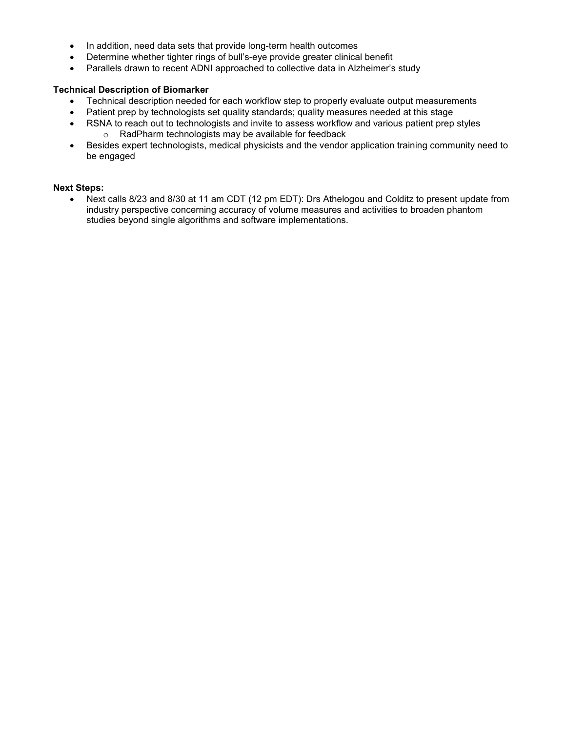- In addition, need data sets that provide long-term health outcomes
- Determine whether tighter rings of bull's-eye provide greater clinical benefit
- Parallels drawn to recent ADNI approached to collective data in Alzheimer's study

**Technical Description of Biomarker**

- Technical description needed for each workflow step to properly evaluate output measurements
- Patient prep by technologists set quality standards; quality measures needed at this stage
- RSNA to reach out to technologists and invite to assess workflow and various patient prep styles
  - RadPharm technologists may be available for feedback
- Besides expert technologists, medical physicists and the vendor application training community need to be engaged

**Next Steps:**

- Next calls 8/23 and 8/30 at 11 am CDT (12 pm EDT): Drs Athelogou and Colditz to present update from industry perspective concerning accuracy of volume measures and activities to broaden phantom studies beyond single algorithms and software implementations.